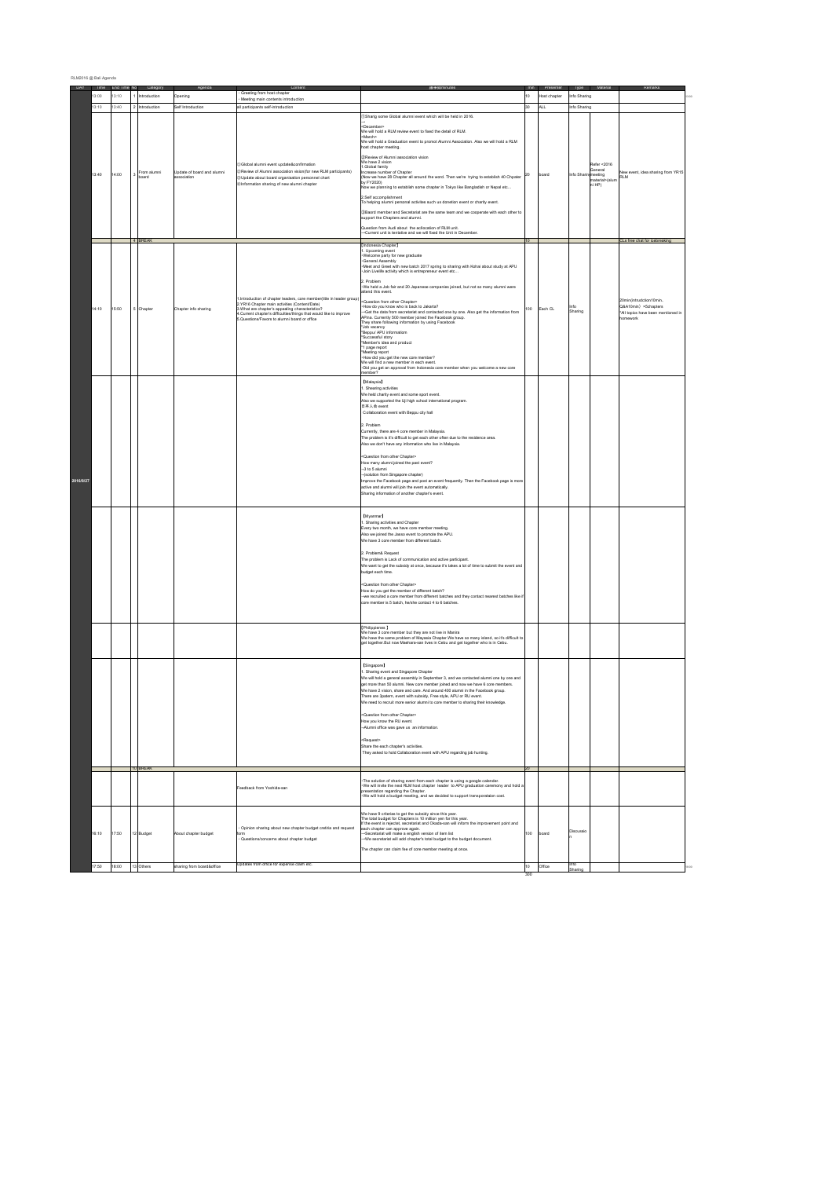RLM2016 @ Bali Agenda

| DAY | Time | End Time | No | Category | Agenda | Content | 議事録/Minutes | min | Presenter | Type | Material | Remarks |
|---|---|---|---|---|---|---|---|---|---|---|---|---|
| 2016/8/27 | 13:00 | 13:10 | 1 | Introduction | Opening | ・Greeting from host chapter<br>・Meeting main contents introduction | | 10 | Host chapter | Info Sharing | | |
| | 13:10 | 13:40 | 2 | Introduction | Self Introduction | all participants self-introduction | | 30 | ALL | Info Sharing | | |
| | 13:40 | 14:00 | 3 | From alumni board | Update of board and alumni association | ①Global alumni event update&confirmation<br>②Review of Alumni association vision(for new RLM participants)<br>③Update about board organisation personnel chart<br>④Information sharing of new alumni chapter | ①Sharig some Global alumni event which will be held in 2016.<br>…<br><December><br>We will hold a RLM review event to fixed the detail of RLM.<br><March><br>We will hold a Graduation event to promot Alumni Association. Also we will hold a RLM host chapter meeting.<br><br>②Review of Alumni association vision<br>We have 2 vision<br>1.Global family<br>Increase number of Chapter<br>(Now we have 28 Chapter all around the word. Then we're trying to establish 40 Chpater by FY2020)<br>Now we planning to establish some chapter in Tokyo like Bangladesh or Nepal etc...<br><br>2.Self accomplishment<br>To helping alumni personal activities such as donation event or charity event.<br><br>③Board member and Secretariat are the same team and we cooperate with each other to support the Chapters and alumni.<br><br>Question from Audi about the acllocation of RLM unit.<br>→Current unit is tentative and we will fixed the Unit in December. | 20 | board | Info Sharing | Refer <2016 General meeting material>(alumni HP) | New event, idea sharing from YR15 RLM |
| | | | 4 | BREAK | | | | 10 | | | | CLs free chat for icebreaking |
| | 14:10 | 15:50 | 5 | Chapter | Chapter info sharing | 1.Introduction of chapter leaders, core member(title in leader group)<br>2.YR16 Chapter main activities (Content/Date)<br>3.What are chapter's appealing characteristics?<br>4.Current chapter's difficulties/things that would like to improve<br>5.Questions/Favors to alumni board or office | 【Indonesia Chapter】<br>1. Upcoming event<br>-Welcome party for new graduate<br>-General Assembly<br>-Meet and Greet with new batch 2017 spring to sharing with Kohai about study at APU.<br>-Join Liveliffe activity which is entrepreneur event etc...<br><br>2. Problem<br>-We held a Job fair and 20 Japanese companies joined, but not so many alumni were attend this event.<br><br><Question from other Chapter><br>-How do you know who is back to Jakarta?<br>→Get the data from secretariat and contacted one by one. Also get the information from APina. Currently 500 member joined the Facebook group.<br>They share following information by using Facebook<br>*Job vacancy<br>*Beppu/ APU information<br>*Successful story<br>*Member's idea and product<br>*1 page report<br>*Meeting report<br>-How did you get the new core member?<br>We will find a new member in each event.<br>-Did you get an approval from Indonesia core member when you welcome a new core member? | 100 | Each CL | Info Sharing | | 20min(intruduction10min, Q&A10min) ×5chapters<br>*All topics have been mentioned in homework |
| | | | | | | | 【Malaysia】<br>1. Shearing activities<br>We held charity event and some sport event.<br>Also we supported the Uji high school international program.<br>日本人会 event<br>Collaboration event with Beppu city hall<br><br>2. Problem<br>Currently, there are 4 core member in Malaysia.<br>The problem is it's difficult to get each other often due to the residence area.<br>Also we don't have any information who live in Malaysia.<br><br><Question from other Chapter><br>How many alumni joined the past event?<br>→3 to 5 alumni<br>→(solution from Singapore chapter)<br>Improve the Facebook page and post an event frequently. Then the Facebook page is more active and alumni will join the event automatically.<br>Sharing information of another chapter's event. | | | | | |
| | | | | | | | 【Myanmar】<br>1. Sharing activities and Chapter<br>Every two month, we have core member meeting.<br>Also we joined the Jasso event to promote the APU.<br>We have 3 core member from different batch.<br><br>2. Problem& Request<br>The problem is Lack of communication and active participant.<br>We want to get the subsidy at once, because it's takes a lot of time to submit the event and budget each time.<br><br><Question from other Chapter><br>How do you get the member of different batch?<br>→we recruited a core member from different batches and they contact nearest batches like if core member is 5 batch, he/she contact 4 to 6 batches. | | | | | |
| | | | | | | | 【Philippines 】<br>We have 3 core member but they are not live in Manira<br>We have the same problem of Mayasia Chapter.We have so many island, so it's difficult to get together.But now Maehara-san lives in Cebu and get together who is in Cebu. | | | | | |
| | | | | | | | 【Singapore】<br>1. Sharing event and Singapore Chapter<br>We will hold a general assembly in September 3, and we contacted alumni one by one and get more than 50 alumni. New core member joined and now we have 6 core members.<br>We have 2 vision, share and care. And around 400 alumni in the Facebook group.<br>There are 3patern, event with subsidy, Free style, APU or RU event.<br>We need to recruit more senior alumni to core member to sharing their knowledge.<br><br><Question from other Chapter><br>How you know the RU event.<br>→Alumni office was gave us an information.<br><br><Request><br>Share the each chapter's activities.<br>They asked to hold Collaboration event with APU regarding job hunting. | | | | | |
| | | | 10 | BREAK | | | | 20 | | | | |
| | 16:10 | 17:50 | 12 | Budget | About chapter budget | Feedback from Yoshida-san<br><br>・Opinion sharing about new chapter budget cretria and request form<br>・Questions/concerns about chapter budget | -The solution of sharing event from each chapter is using a google calender.<br>-We will invite the next RLM host chapter leader to APU graduation ceremony and hold a presentation regarding the Chapter.<br>-We will hold a budget meeting, and we decided to support transporataion cost.<br><br>We have 9 criterias to get the subsidy since this year.<br>The total budget for Chapters is 10 million yen for this year.<br>If the event is rejected, secretariat and Okada-san will inform the improvement point and each chapter can approve again.<br>→Secretariat will make a english version of item list<br>→We secretariat will add chapter's total budget to the budget document.<br><br>The chapter can claim fee of core member meeting at once. | 100 | board | Discussion | | |
| | 17:50 | 18:00 | 13 | Others | sharing from board&office | Updates from office for expense claim etc. | | 10 | Office | Info Sharing | | |
| | | | | | | | | 300 | | | | |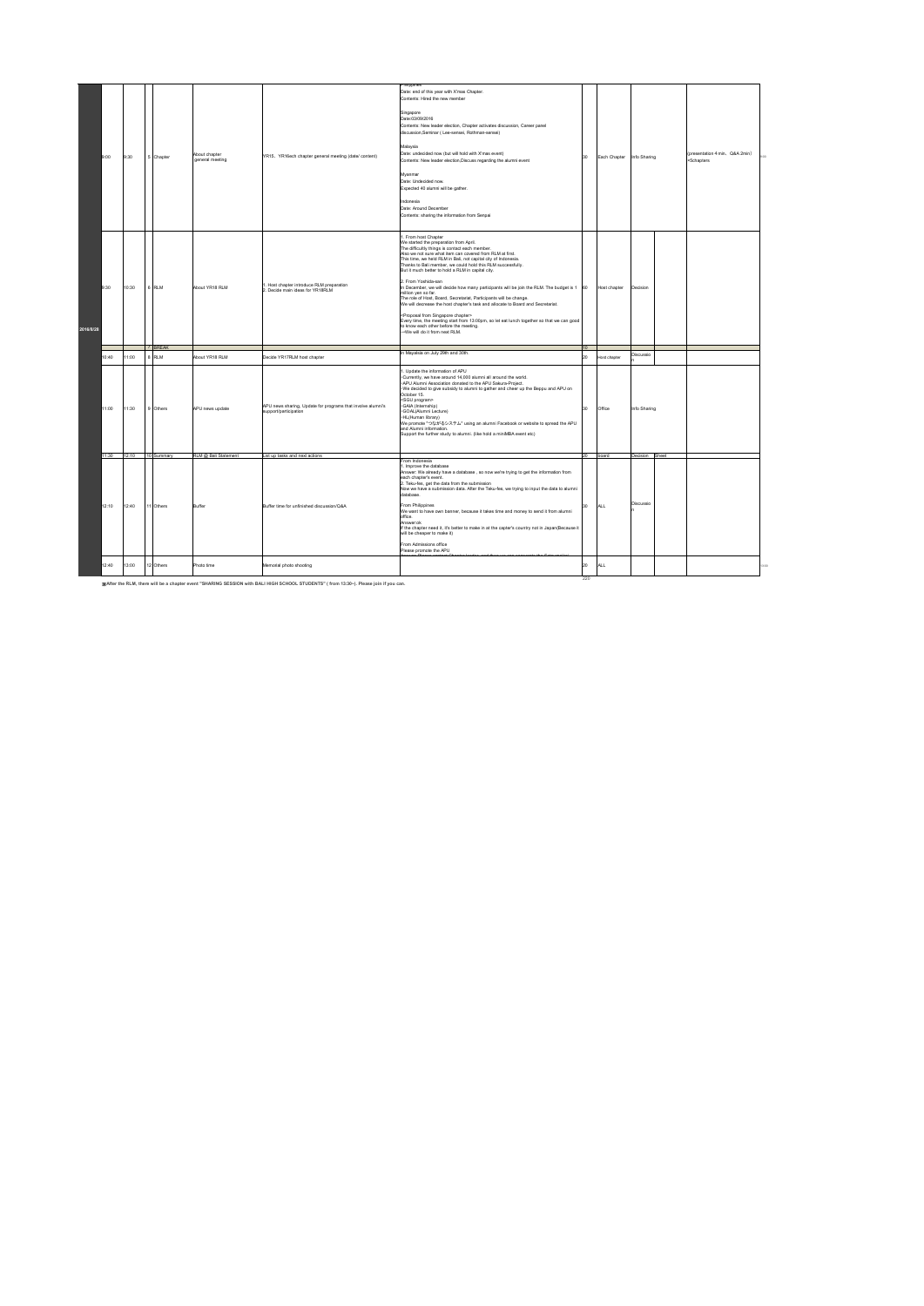| | | | | | | | | | | | | | |
|---|---|---|---|---|---|---|---|---|---|---|---|---|---|
| 2016/8/28 | 9:00 | 9:30 | 5 | Chapter | About chapter general meeting | YR15、YR16each chapter general meeting (date/ content) | Philippines<br>Date: end of this year with X'mas Chapter.<br>Contents: Hired the new member<br><br>Singapore<br>Date:03/09/2016<br>Contents: New leader election, Chapter activates discussion, Career panel discussion,Seminar ( Lee-sensei, Rothman-sensei)<br><br>Malaysia<br>Date: undecided now (but will hold with X'mas event)<br>Contents: New leader election,Discuss regarding the alumni event<br><br>Myanmar<br>Date: Undecided now.<br>Expected 40 alumni will be gather.<br><br>Indonesia<br>Date: Around December<br>Contents: sharing the information from Senpai | 30 | Each Chapter | Info Sharing | | (presentation 4 min、Q&A 2min）×5chapters |
| | 9:30 | 10:30 | 6 | RLM | About YR18 RLM | 1. Host chapter introduce RLM preparation<br>2. Decide main ideas for YR18RLM | 1. From host Chapter<br>We started the preparation from April.<br>The difficulty things is contact each member.<br>Also we not sure what item can covered from RLM at first.<br>This time, we held RLM in Bali, not capital city of Indonesia.<br>Thanks to Bali member, we could hold this RLM successfully.<br>But it much better to hold a RLM in capital city.<br><br>2. From Yoshida-san<br>In December, we will decide how many participants will be join the RLM. The budget is 1 million yen so far.<br>The role of Host, Board, Secretariat, Participants will be change.<br>We will decrease the host chapter's task and allocate to Board and Secretariat.<br><br><Proposal from Singapore chapter><br>Every time, the meeting start from 13:00pm, so let eat lunch together so that we can good to know each other before the meeting.<br>→We will do it from next RLM. | 60 | Host chapter | Decision | | |
| | | | 7 | BREAK | | | | 10 | | | | | |
| | 10:40 | 11:00 | 8 | RLM | About YR18 RLM | Decide YR17RLM host chapter | In Mayalsia on July 29th and 30th. | 20 | Host chapter | Discussion | | |
| | 11:00 | 11:30 | 9 | Others | APU news update | APU news sharing, Update for programs that involve alumni's support/participation | 1. Update the information of APU<br>-Currently, we have around 14,000 alumni all around the world.<br>-APU Alumni Association donated to the APU Sakura-Project.<br>-We decided to give subsidy to alumni to gather and cheer up the Beppu and APU on October 15.<br><SGU program><br>-GAIA (Internship)<br>-GOAL(Alumni Lecture)<br>-HL(Human library)<br>We promote "つながるシステム" using an alumni Facebook or website to spread the APU and Alumni information.<br>Support the further study to alumni. (like hold a miniMBA event etc) | 30 | Office | Info Sharing | | |
| | 11:30 | 12:10 | 10 | Summary | RLM @ Bali Statement | List up tasks and next actions | | 20 | board | Decision | Sheet | |
| | 12:10 | 12:40 | 11 | Others | Buffer | Buffer time for unfinished discussion/Q&A | From Indonesia<br>1. Improve the database<br>Answer: We already have a database , so now we're trying to get the information from each chapter's event.<br>2. Teku-fes, get the data from the submission<br>Now we have a submission data. After the Teku-fes, we trying to input the data to alumni database.<br><br>From Philippines<br>We want to have own banner, because it takes time and money to send it from alumni office.<br>Answer:ok<br>If the chapter need it, it's better to make in at the capter's country not in Japan(Because it will be cheaper to make it)<br><br>From Admissions office<br>Please promote the APU | 30 | ALL | Discussion | | |
| | 12:40 | 13:00 | 12 | Others | Photo time | Memorial photo shooting | | 20 | ALL | | | |
| | | | | | | | | 220 | | | | |

※After the RLM, there will be a chapter event "SHARING SESSION with BALI HIGH SCHOOL STUDENTS" ( from 13:30~). Please join if you can.